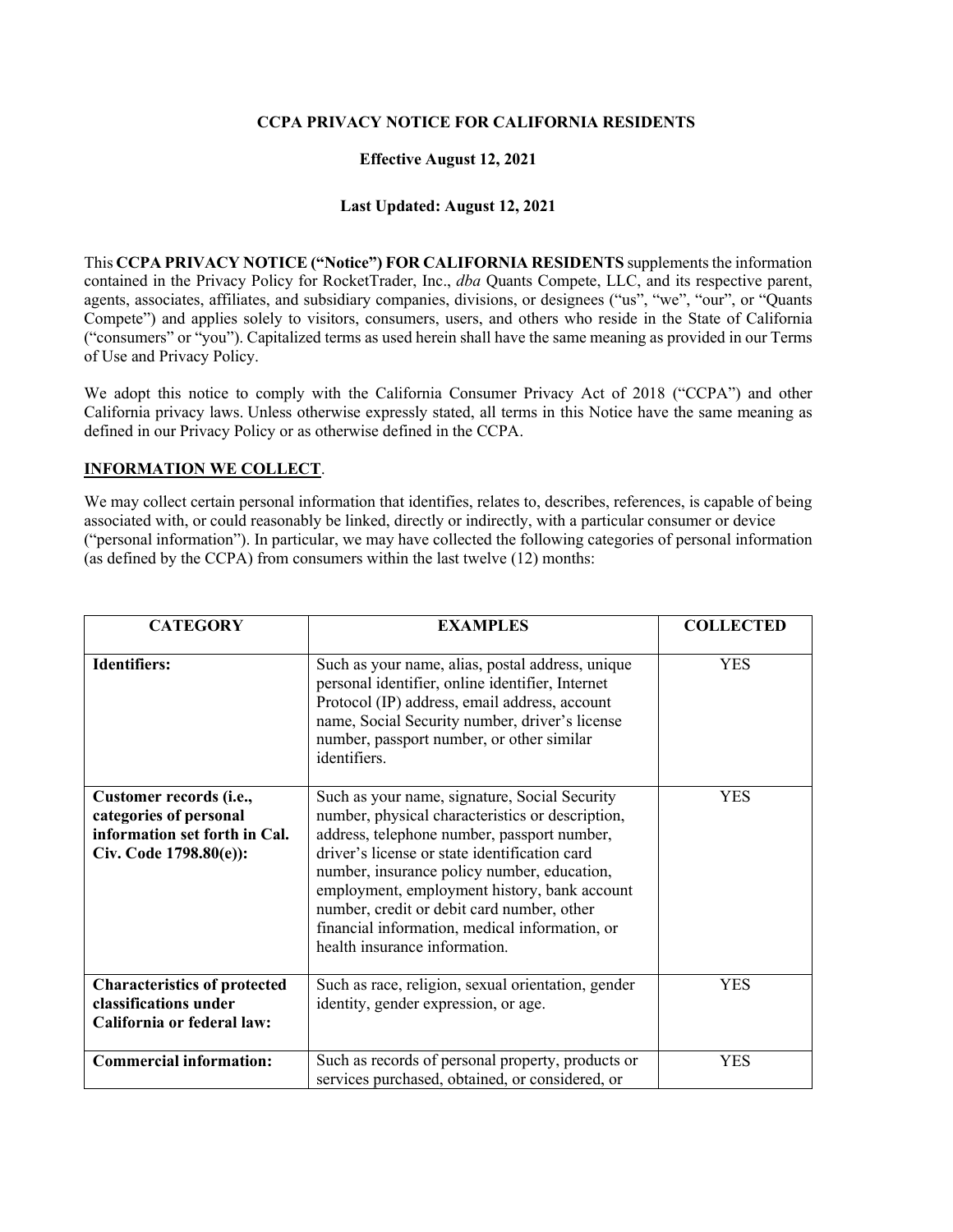# CCPA PRIVACY NOTICE FOR CALIFORNIA RESIDENTS

**Effective August 12, 2021**

**Last Updated: August 12, 2021**

This **CCPA PRIVACY NOTICE ("Notice") FOR CALIFORNIA RESIDENTS** supplements the information contained in the Privacy Policy for RocketTrader, Inc., *dba* Quants Compete, LLC, and its respective parent, agents, associates, affiliates, and subsidiary companies, divisions, or designees ("us", "we", "our", or "Quants Compete") and applies solely to visitors, consumers, users, and others who reside in the State of California ("consumers" or "you"). Capitalized terms as used herein shall have the same meaning as provided in our Terms of Use and Privacy Policy.

We adopt this notice to comply with the California Consumer Privacy Act of 2018 ("CCPA") and other California privacy laws. Unless otherwise expressly stated, all terms in this Notice have the same meaning as defined in our Privacy Policy or as otherwise defined in the CCPA.

## INFORMATION WE COLLECT.

We may collect certain personal information that identifies, relates to, describes, references, is capable of being associated with, or could reasonably be linked, directly or indirectly, with a particular consumer or device ("personal information"). In particular, we may have collected the following categories of personal information (as defined by the CCPA) from consumers within the last twelve (12) months:

| CATEGORY | EXAMPLES | COLLECTED |
|---|---|---|
| **Identifiers:** | Such as your name, alias, postal address, unique personal identifier, online identifier, Internet Protocol (IP) address, email address, account name, Social Security number, driver's license number, passport number, or other similar identifiers. | YES |
| **Customer records (i.e., categories of personal information set forth in Cal. Civ. Code 1798.80(e)):** | Such as your name, signature, Social Security number, physical characteristics or description, address, telephone number, passport number, driver's license or state identification card number, insurance policy number, education, employment, employment history, bank account number, credit or debit card number, other financial information, medical information, or health insurance information. | YES |
| **Characteristics of protected classifications under California or federal law:** | Such as race, religion, sexual orientation, gender identity, gender expression, or age. | YES |
| **Commercial information:** | Such as records of personal property, products or services purchased, obtained, or considered, or | YES |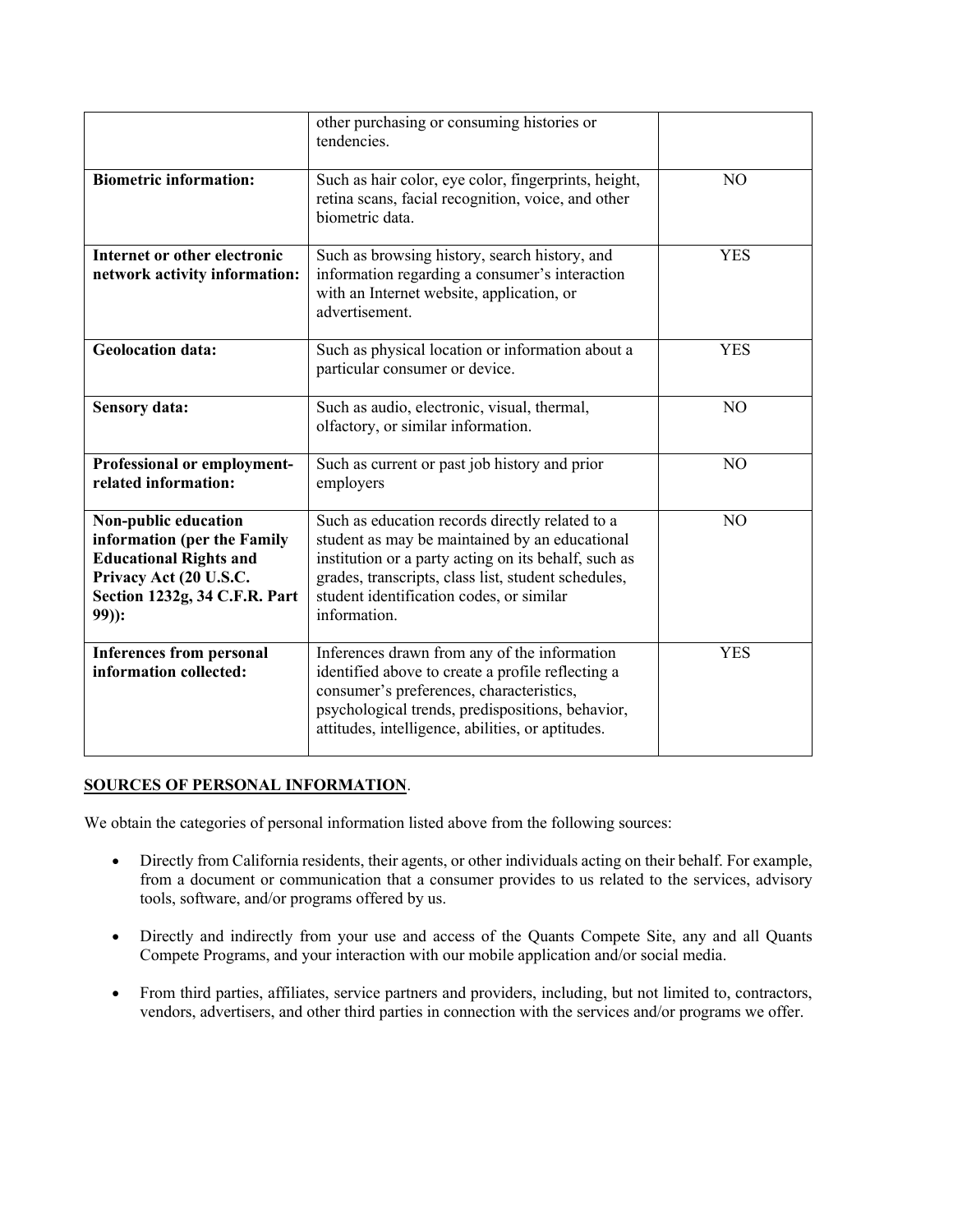| | | |
|---|---|---|
| | other purchasing or consuming histories or tendencies. | |
| **Biometric information:** | Such as hair color, eye color, fingerprints, height, retina scans, facial recognition, voice, and other biometric data. | NO |
| **Internet or other electronic network activity information:** | Such as browsing history, search history, and information regarding a consumer's interaction with an Internet website, application, or advertisement. | YES |
| **Geolocation data:** | Such as physical location or information about a particular consumer or device. | YES |
| **Sensory data:** | Such as audio, electronic, visual, thermal, olfactory, or similar information. | NO |
| **Professional or employment-related information:** | Such as current or past job history and prior employers | NO |
| **Non-public education information (per the Family Educational Rights and Privacy Act (20 U.S.C. Section 1232g, 34 C.F.R. Part 99)):** | Such as education records directly related to a student as may be maintained by an educational institution or a party acting on its behalf, such as grades, transcripts, class list, student schedules, student identification codes, or similar information. | NO |
| **Inferences from personal information collected:** | Inferences drawn from any of the information identified above to create a profile reflecting a consumer's preferences, characteristics, psychological trends, predispositions, behavior, attitudes, intelligence, abilities, or aptitudes. | YES |

**SOURCES OF PERSONAL INFORMATION**.

We obtain the categories of personal information listed above from the following sources:

- Directly from California residents, their agents, or other individuals acting on their behalf. For example, from a document or communication that a consumer provides to us related to the services, advisory tools, software, and/or programs offered by us.
- Directly and indirectly from your use and access of the Quants Compete Site, any and all Quants Compete Programs, and your interaction with our mobile application and/or social media.
- From third parties, affiliates, service partners and providers, including, but not limited to, contractors, vendors, advertisers, and other third parties in connection with the services and/or programs we offer.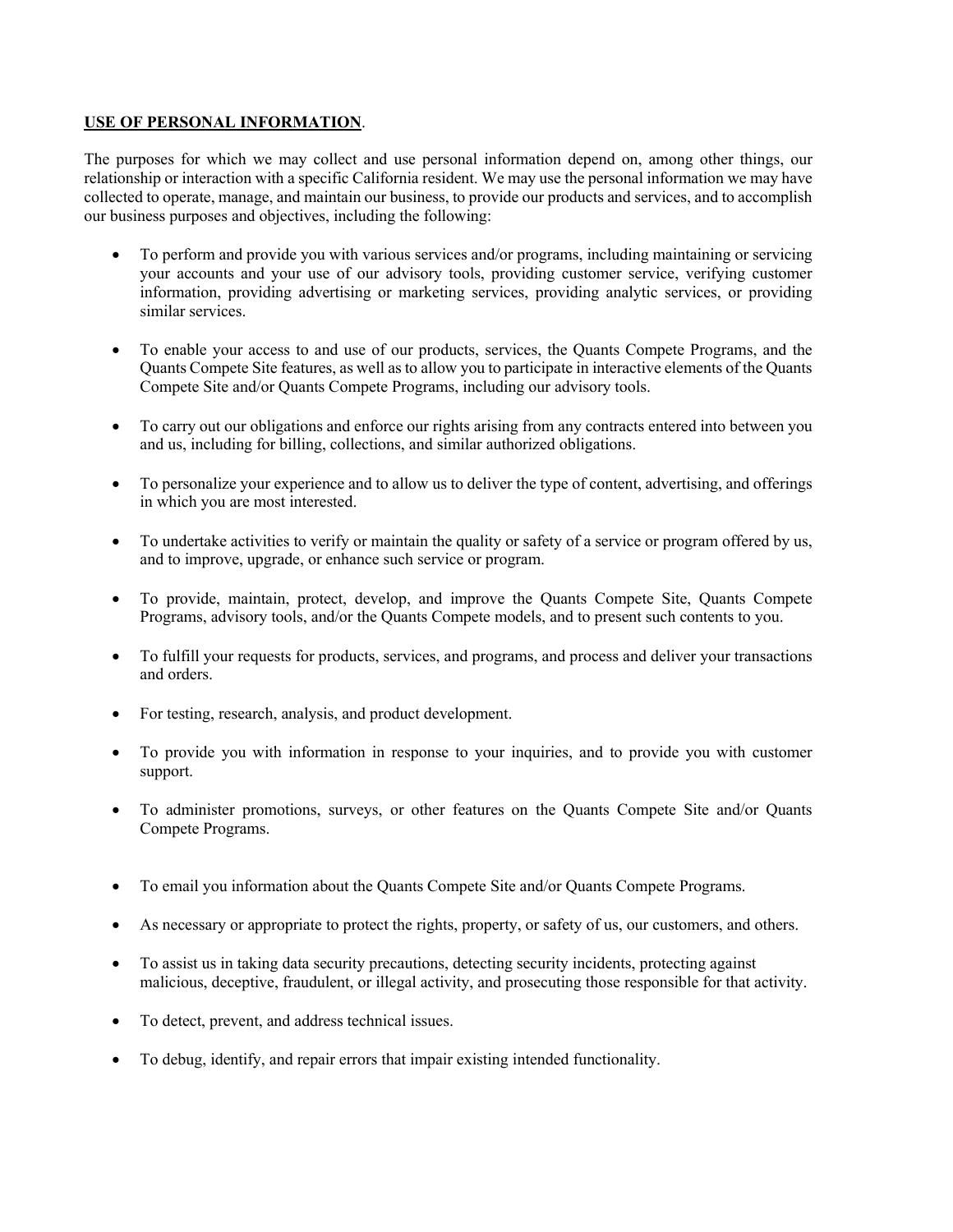**<u>USE OF PERSONAL INFORMATION</u>**.

The purposes for which we may collect and use personal information depend on, among other things, our relationship or interaction with a specific California resident. We may use the personal information we may have collected to operate, manage, and maintain our business, to provide our products and services, and to accomplish our business purposes and objectives, including the following:

- To perform and provide you with various services and/or programs, including maintaining or servicing your accounts and your use of our advisory tools, providing customer service, verifying customer information, providing advertising or marketing services, providing analytic services, or providing similar services.
- To enable your access to and use of our products, services, the Quants Compete Programs, and the Quants Compete Site features, as well as to allow you to participate in interactive elements of the Quants Compete Site and/or Quants Compete Programs, including our advisory tools.
- To carry out our obligations and enforce our rights arising from any contracts entered into between you and us, including for billing, collections, and similar authorized obligations.
- To personalize your experience and to allow us to deliver the type of content, advertising, and offerings in which you are most interested.
- To undertake activities to verify or maintain the quality or safety of a service or program offered by us, and to improve, upgrade, or enhance such service or program.
- To provide, maintain, protect, develop, and improve the Quants Compete Site, Quants Compete Programs, advisory tools, and/or the Quants Compete models, and to present such contents to you.
- To fulfill your requests for products, services, and programs, and process and deliver your transactions and orders.
- For testing, research, analysis, and product development.
- To provide you with information in response to your inquiries, and to provide you with customer support.
- To administer promotions, surveys, or other features on the Quants Compete Site and/or Quants Compete Programs.
- To email you information about the Quants Compete Site and/or Quants Compete Programs.
- As necessary or appropriate to protect the rights, property, or safety of us, our customers, and others.
- To assist us in taking data security precautions, detecting security incidents, protecting against malicious, deceptive, fraudulent, or illegal activity, and prosecuting those responsible for that activity.
- To detect, prevent, and address technical issues.
- To debug, identify, and repair errors that impair existing intended functionality.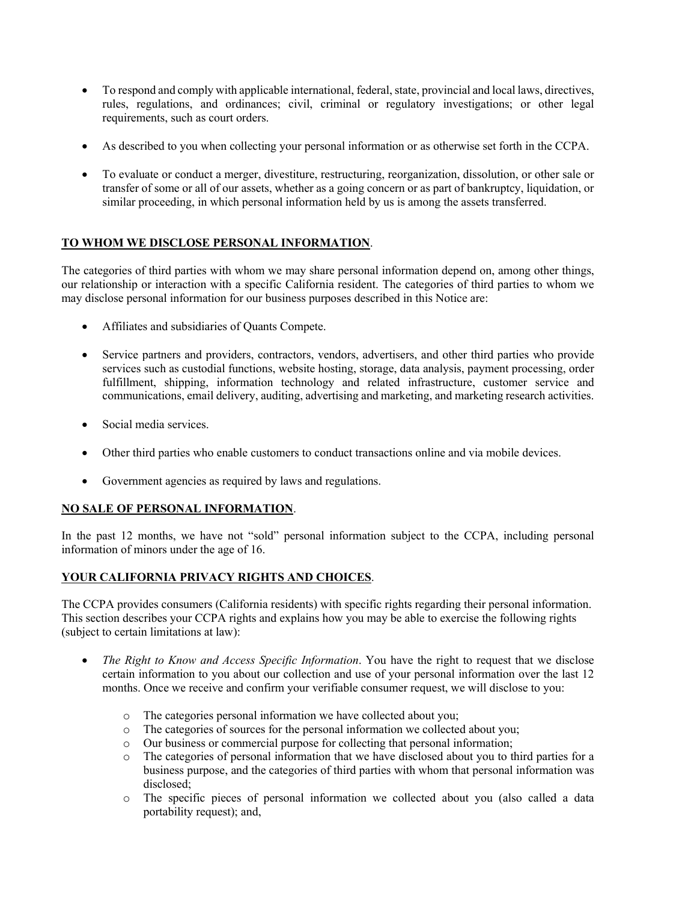- To respond and comply with applicable international, federal, state, provincial and local laws, directives, rules, regulations, and ordinances; civil, criminal or regulatory investigations; or other legal requirements, such as court orders.

- As described to you when collecting your personal information or as otherwise set forth in the CCPA.

- To evaluate or conduct a merger, divestiture, restructuring, reorganization, dissolution, or other sale or transfer of some or all of our assets, whether as a going concern or as part of bankruptcy, liquidation, or similar proceeding, in which personal information held by us is among the assets transferred.

**TO WHOM WE DISCLOSE PERSONAL INFORMATION**.

The categories of third parties with whom we may share personal information depend on, among other things, our relationship or interaction with a specific California resident. The categories of third parties to whom we may disclose personal information for our business purposes described in this Notice are:

- Affiliates and subsidiaries of Quants Compete.

- Service partners and providers, contractors, vendors, advertisers, and other third parties who provide services such as custodial functions, website hosting, storage, data analysis, payment processing, order fulfillment, shipping, information technology and related infrastructure, customer service and communications, email delivery, auditing, advertising and marketing, and marketing research activities.

- Social media services.

- Other third parties who enable customers to conduct transactions online and via mobile devices.

- Government agencies as required by laws and regulations.

**NO SALE OF PERSONAL INFORMATION**.

In the past 12 months, we have not "sold" personal information subject to the CCPA, including personal information of minors under the age of 16.

**YOUR CALIFORNIA PRIVACY RIGHTS AND CHOICES**.

The CCPA provides consumers (California residents) with specific rights regarding their personal information. This section describes your CCPA rights and explains how you may be able to exercise the following rights (subject to certain limitations at law):

- *The Right to Know and Access Specific Information*. You have the right to request that we disclose certain information to you about our collection and use of your personal information over the last 12 months. Once we receive and confirm your verifiable consumer request, we will disclose to you:
  - The categories personal information we have collected about you;
  - The categories of sources for the personal information we collected about you;
  - Our business or commercial purpose for collecting that personal information;
  - The categories of personal information that we have disclosed about you to third parties for a business purpose, and the categories of third parties with whom that personal information was disclosed;
  - The specific pieces of personal information we collected about you (also called a data portability request); and,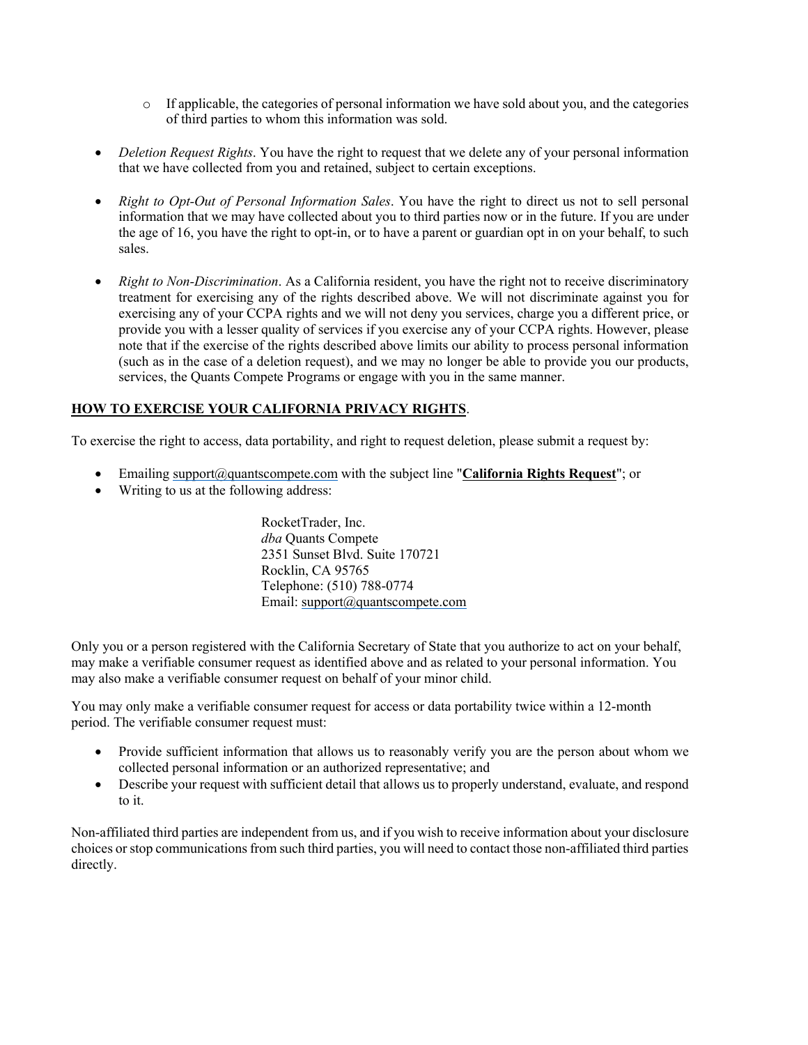- If applicable, the categories of personal information we have sold about you, and the categories of third parties to whom this information was sold.

- *Deletion Request Rights*. You have the right to request that we delete any of your personal information that we have collected from you and retained, subject to certain exceptions.

- *Right to Opt-Out of Personal Information Sales*. You have the right to direct us not to sell personal information that we may have collected about you to third parties now or in the future. If you are under the age of 16, you have the right to opt-in, or to have a parent or guardian opt in on your behalf, to such sales.

- *Right to Non-Discrimination*. As a California resident, you have the right not to receive discriminatory treatment for exercising any of the rights described above. We will not discriminate against you for exercising any of your CCPA rights and we will not deny you services, charge you a different price, or provide you with a lesser quality of services if you exercise any of your CCPA rights. However, please note that if the exercise of the rights described above limits our ability to process personal information (such as in the case of a deletion request), and we may no longer be able to provide you our products, services, the Quants Compete Programs or engage with you in the same manner.

**HOW TO EXERCISE YOUR CALIFORNIA PRIVACY RIGHTS**.

To exercise the right to access, data portability, and right to request deletion, please submit a request by:

- Emailing support@quantscompete.com with the subject line "**California Rights Request**"; or
- Writing to us at the following address:

  RocketTrader, Inc.
  *dba* Quants Compete
  2351 Sunset Blvd. Suite 170721
  Rocklin, CA 95765
  Telephone: (510) 788-0774
  Email: support@quantscompete.com

Only you or a person registered with the California Secretary of State that you authorize to act on your behalf, may make a verifiable consumer request as identified above and as related to your personal information. You may also make a verifiable consumer request on behalf of your minor child.

You may only make a verifiable consumer request for access or data portability twice within a 12-month period. The verifiable consumer request must:

- Provide sufficient information that allows us to reasonably verify you are the person about whom we collected personal information or an authorized representative; and
- Describe your request with sufficient detail that allows us to properly understand, evaluate, and respond to it.

Non-affiliated third parties are independent from us, and if you wish to receive information about your disclosure choices or stop communications from such third parties, you will need to contact those non-affiliated third parties directly.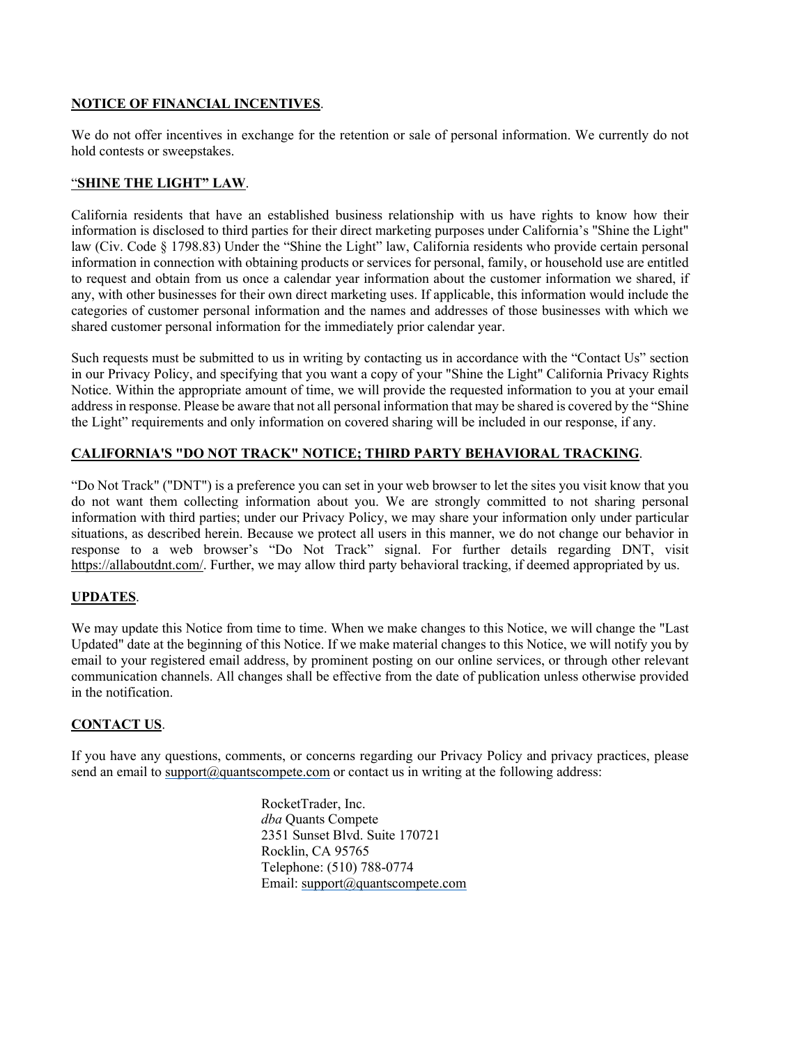**NOTICE OF FINANCIAL INCENTIVES**.

We do not offer incentives in exchange for the retention or sale of personal information. We currently do not hold contests or sweepstakes.

**"SHINE THE LIGHT" LAW**.

California residents that have an established business relationship with us have rights to know how their information is disclosed to third parties for their direct marketing purposes under California's "Shine the Light" law (Civ. Code § 1798.83) Under the "Shine the Light" law, California residents who provide certain personal information in connection with obtaining products or services for personal, family, or household use are entitled to request and obtain from us once a calendar year information about the customer information we shared, if any, with other businesses for their own direct marketing uses. If applicable, this information would include the categories of customer personal information and the names and addresses of those businesses with which we shared customer personal information for the immediately prior calendar year.

Such requests must be submitted to us in writing by contacting us in accordance with the "Contact Us" section in our Privacy Policy, and specifying that you want a copy of your "Shine the Light" California Privacy Rights Notice. Within the appropriate amount of time, we will provide the requested information to you at your email address in response. Please be aware that not all personal information that may be shared is covered by the "Shine the Light" requirements and only information on covered sharing will be included in our response, if any.

**CALIFORNIA'S "DO NOT TRACK" NOTICE; THIRD PARTY BEHAVIORAL TRACKING**.

"Do Not Track" ("DNT") is a preference you can set in your web browser to let the sites you visit know that you do not want them collecting information about you. We are strongly committed to not sharing personal information with third parties; under our Privacy Policy, we may share your information only under particular situations, as described herein. Because we protect all users in this manner, we do not change our behavior in response to a web browser's "Do Not Track" signal. For further details regarding DNT, visit https://allaboutdnt.com/. Further, we may allow third party behavioral tracking, if deemed appropriated by us.

**UPDATES**.

We may update this Notice from time to time. When we make changes to this Notice, we will change the "Last Updated" date at the beginning of this Notice. If we make material changes to this Notice, we will notify you by email to your registered email address, by prominent posting on our online services, or through other relevant communication channels. All changes shall be effective from the date of publication unless otherwise provided in the notification.

**CONTACT US**.

If you have any questions, comments, or concerns regarding our Privacy Policy and privacy practices, please send an email to support@quantscompete.com or contact us in writing at the following address:

RocketTrader, Inc.
*dba* Quants Compete
2351 Sunset Blvd. Suite 170721
Rocklin, CA 95765
Telephone: (510) 788-0774
Email: support@quantscompete.com